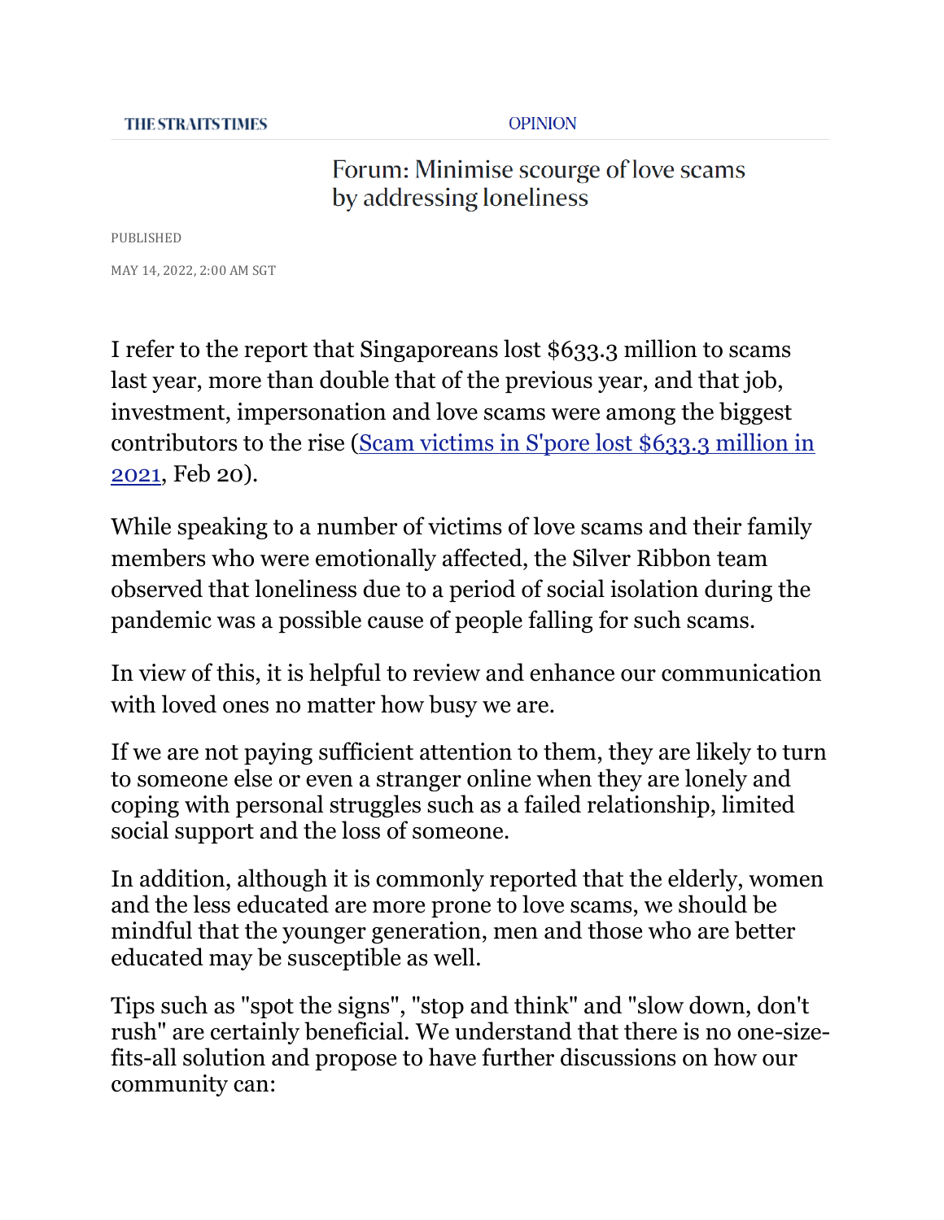THE STRAITS TIMES

OPINION

# Forum: Minimise scourge of love scams by addressing loneliness

PUBLISHED

MAY 14, 2022, 2:00 AM SGT

I refer to the report that Singaporeans lost $633.3 million to scams last year, more than double that of the previous year, and that job, investment, impersonation and love scams were among the biggest contributors to the rise (Scam victims in S'pore lost $633.3 million in 2021, Feb 20).

While speaking to a number of victims of love scams and their family members who were emotionally affected, the Silver Ribbon team observed that loneliness due to a period of social isolation during the pandemic was a possible cause of people falling for such scams.

In view of this, it is helpful to review and enhance our communication with loved ones no matter how busy we are.

If we are not paying sufficient attention to them, they are likely to turn to someone else or even a stranger online when they are lonely and coping with personal struggles such as a failed relationship, limited social support and the loss of someone.

In addition, although it is commonly reported that the elderly, women and the less educated are more prone to love scams, we should be mindful that the younger generation, men and those who are better educated may be susceptible as well.

Tips such as "spot the signs", "stop and think" and "slow down, don't rush" are certainly beneficial. We understand that there is no one-size-fits-all solution and propose to have further discussions on how our community can: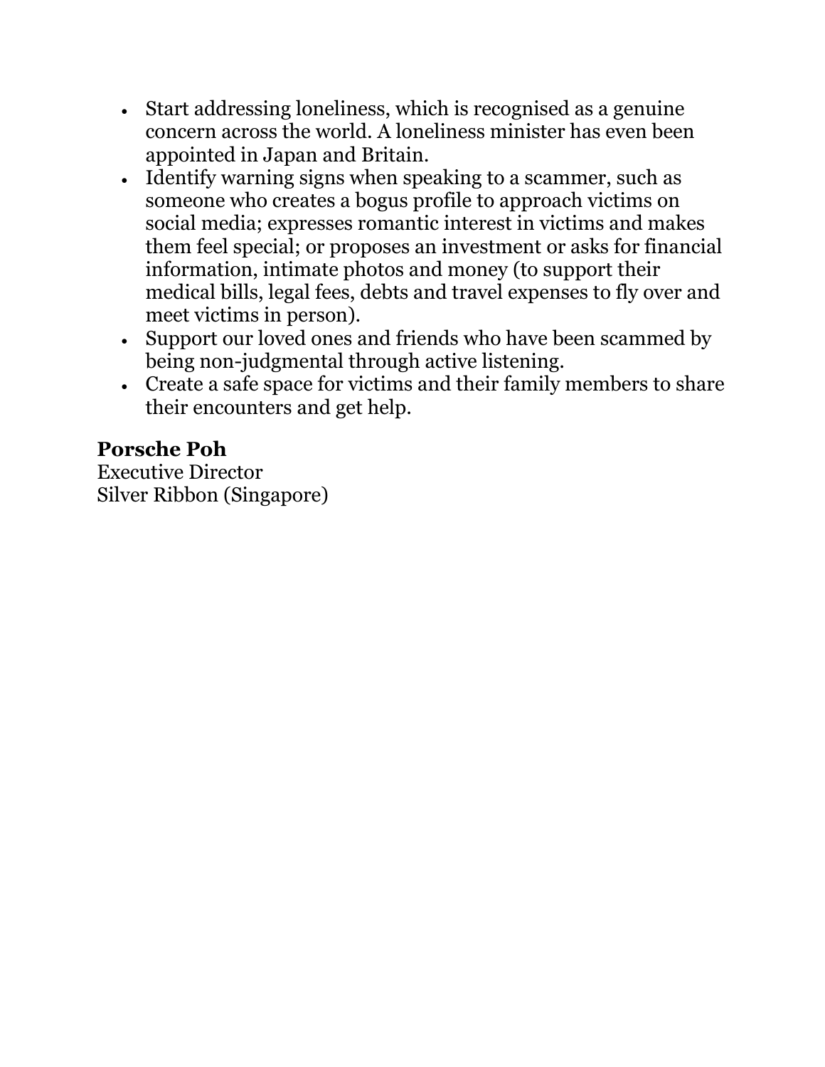- Start addressing loneliness, which is recognised as a genuine concern across the world. A loneliness minister has even been appointed in Japan and Britain.
- Identify warning signs when speaking to a scammer, such as someone who creates a bogus profile to approach victims on social media; expresses romantic interest in victims and makes them feel special; or proposes an investment or asks for financial information, intimate photos and money (to support their medical bills, legal fees, debts and travel expenses to fly over and meet victims in person).
- Support our loved ones and friends who have been scammed by being non-judgmental through active listening.
- Create a safe space for victims and their family members to share their encounters and get help.

**Porsche Poh**
Executive Director
Silver Ribbon (Singapore)